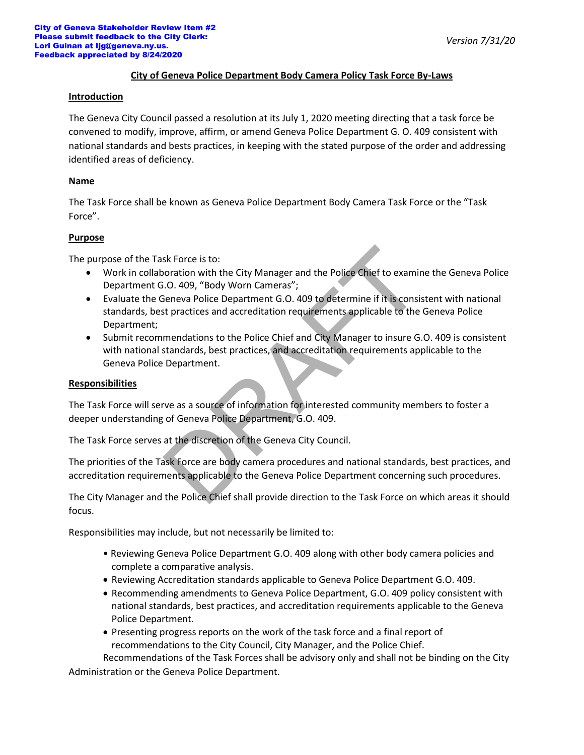**City of Geneva Stakeholder Review Item #2**
**Please submit feedback to the City Clerk:**
**Lori Guinan at ljg@geneva.ny.us.**
**Feedback appreciated by 8/24/2020**

*Version 7/31/20*

# City of Geneva Police Department Body Camera Policy Task Force By-Laws

## Introduction

The Geneva City Council passed a resolution at its July 1, 2020 meeting directing that a task force be convened to modify, improve, affirm, or amend Geneva Police Department G. O. 409 consistent with national standards and bests practices, in keeping with the stated purpose of the order and addressing identified areas of deficiency.

## Name

The Task Force shall be known as Geneva Police Department Body Camera Task Force or the "Task Force".

## Purpose

The purpose of the Task Force is to:

- Work in collaboration with the City Manager and the Police Chief to examine the Geneva Police Department G.O. 409, "Body Worn Cameras";
- Evaluate the Geneva Police Department G.O. 409 to determine if it is consistent with national standards, best practices and accreditation requirements applicable to the Geneva Police Department;
- Submit recommendations to the Police Chief and City Manager to insure G.O. 409 is consistent with national standards, best practices, and accreditation requirements applicable to the Geneva Police Department.

## Responsibilities

The Task Force will serve as a source of information for interested community members to foster a deeper understanding of Geneva Police Department, G.O. 409.

The Task Force serves at the discretion of the Geneva City Council.

The priorities of the Task Force are body camera procedures and national standards, best practices, and accreditation requirements applicable to the Geneva Police Department concerning such procedures.

The City Manager and the Police Chief shall provide direction to the Task Force on which areas it should focus.

Responsibilities may include, but not necessarily be limited to:

- Reviewing Geneva Police Department G.O. 409 along with other body camera policies and complete a comparative analysis.
- Reviewing Accreditation standards applicable to Geneva Police Department G.O. 409.
- Recommending amendments to Geneva Police Department, G.O. 409 policy consistent with national standards, best practices, and accreditation requirements applicable to the Geneva Police Department.
- Presenting progress reports on the work of the task force and a final report of recommendations to the City Council, City Manager, and the Police Chief.

Recommendations of the Task Forces shall be advisory only and shall not be binding on the City Administration or the Geneva Police Department.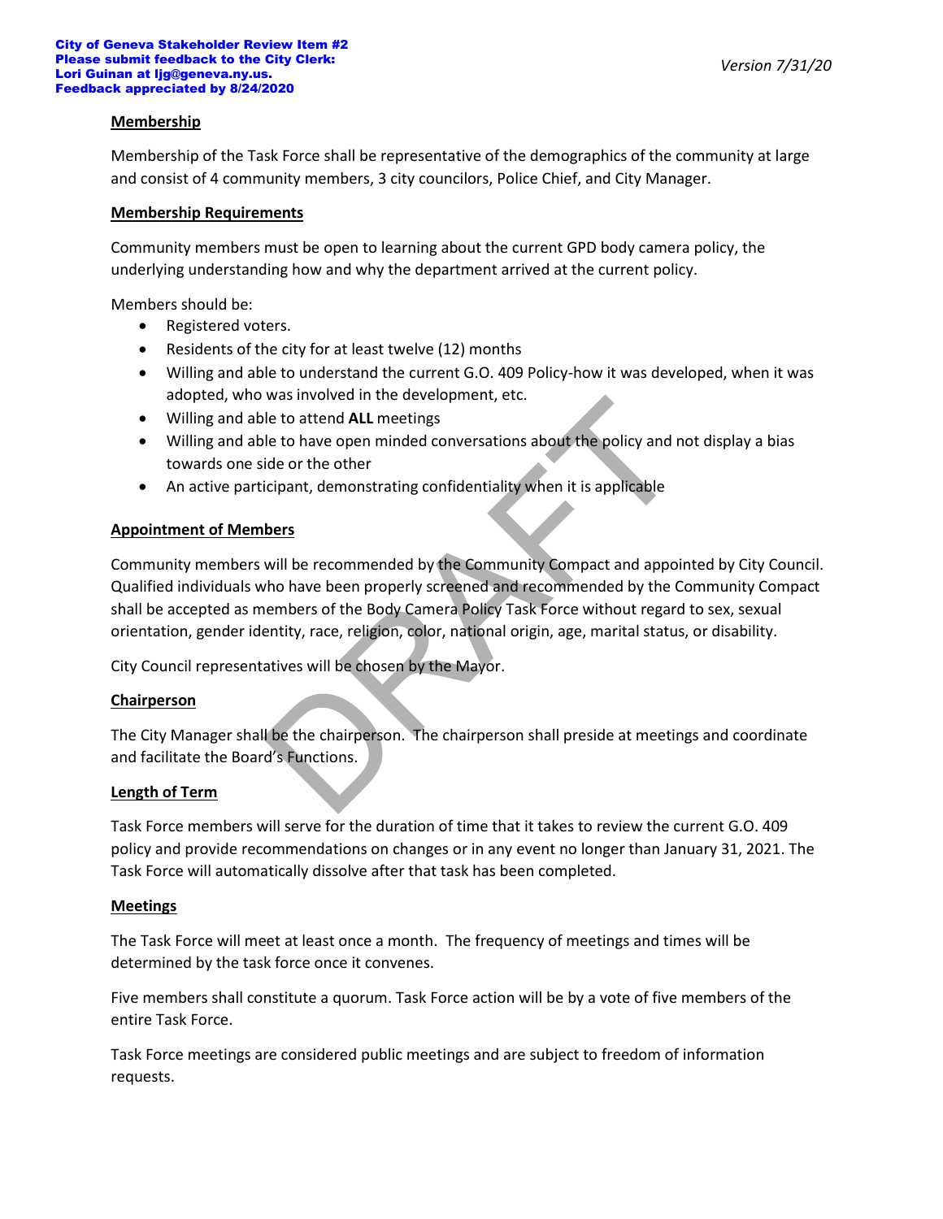City of Geneva Stakeholder Review Item #2
Please submit feedback to the City Clerk:
Lori Guinan at ljg@geneva.ny.us.
Feedback appreciated by 8/24/2020

*Version 7/31/20*

## Membership

Membership of the Task Force shall be representative of the demographics of the community at large and consist of 4 community members, 3 city councilors, Police Chief, and City Manager.

## Membership Requirements

Community members must be open to learning about the current GPD body camera policy, the underlying understanding how and why the department arrived at the current policy.

Members should be:

- Registered voters.
- Residents of the city for at least twelve (12) months
- Willing and able to understand the current G.O. 409 Policy-how it was developed, when it was adopted, who was involved in the development, etc.
- Willing and able to attend **ALL** meetings
- Willing and able to have open minded conversations about the policy and not display a bias towards one side or the other
- An active participant, demonstrating confidentiality when it is applicable

## Appointment of Members

Community members will be recommended by the Community Compact and appointed by City Council. Qualified individuals who have been properly screened and recommended by the Community Compact shall be accepted as members of the Body Camera Policy Task Force without regard to sex, sexual orientation, gender identity, race, religion, color, national origin, age, marital status, or disability.

City Council representatives will be chosen by the Mayor.

## Chairperson

The City Manager shall be the chairperson. The chairperson shall preside at meetings and coordinate and facilitate the Board's Functions.

## Length of Term

Task Force members will serve for the duration of time that it takes to review the current G.O. 409 policy and provide recommendations on changes or in any event no longer than January 31, 2021. The Task Force will automatically dissolve after that task has been completed.

## Meetings

The Task Force will meet at least once a month. The frequency of meetings and times will be determined by the task force once it convenes.

Five members shall constitute a quorum. Task Force action will be by a vote of five members of the entire Task Force.

Task Force meetings are considered public meetings and are subject to freedom of information requests.